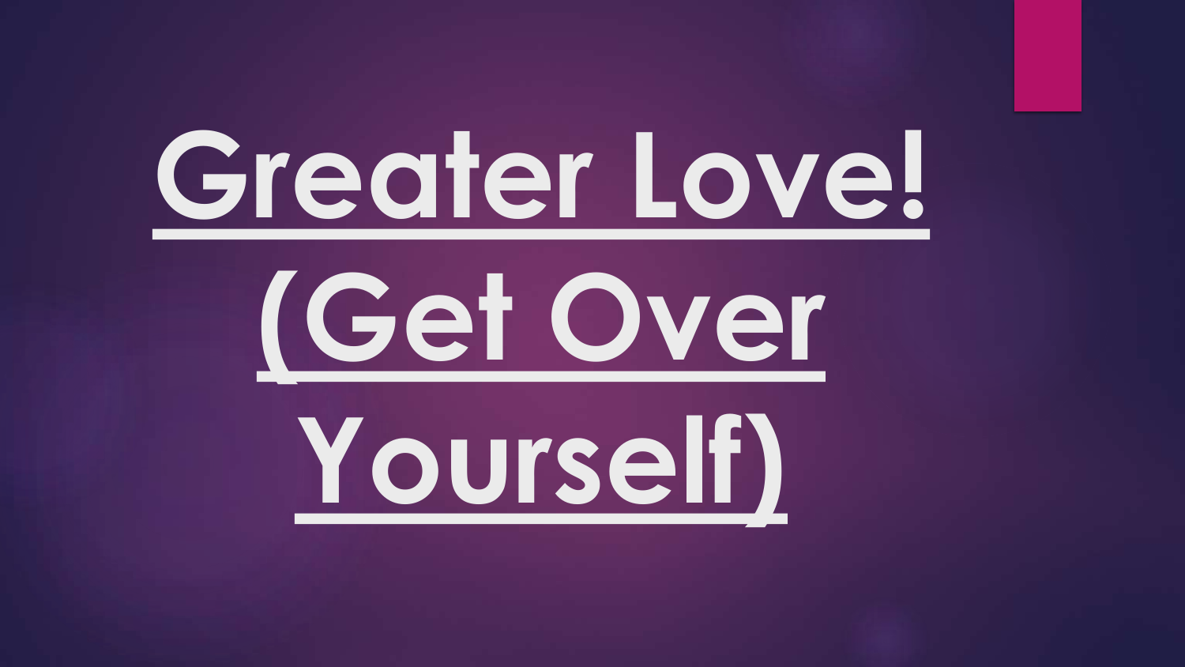# Greater Love! (Get Over Yourself)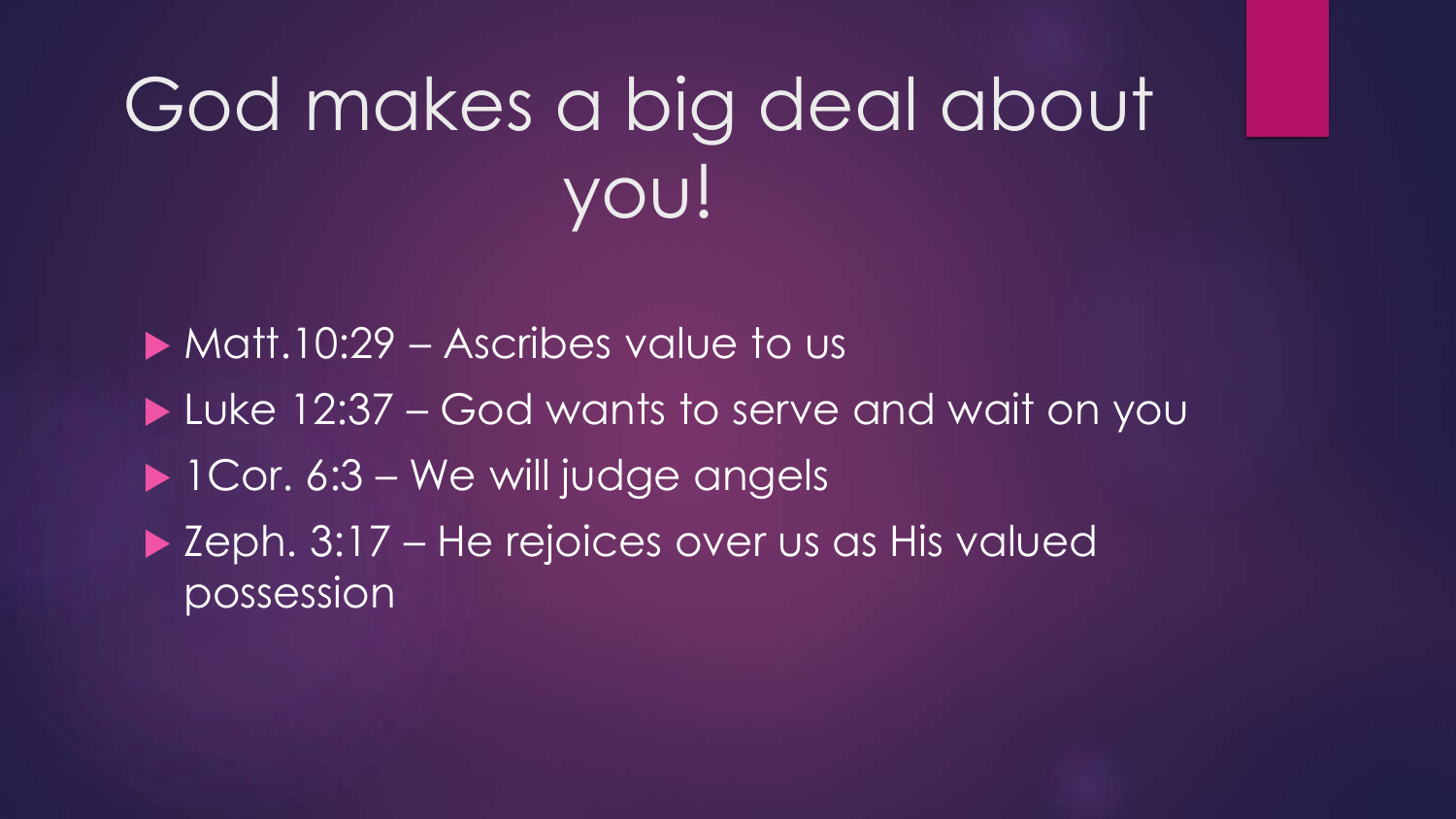# God makes a big deal about you!

- Matt.10:29 – Ascribes value to us
- Luke 12:37 – God wants to serve and wait on you
- 1Cor. 6:3 – We will judge angels
- Zeph. 3:17 – He rejoices over us as His valued possession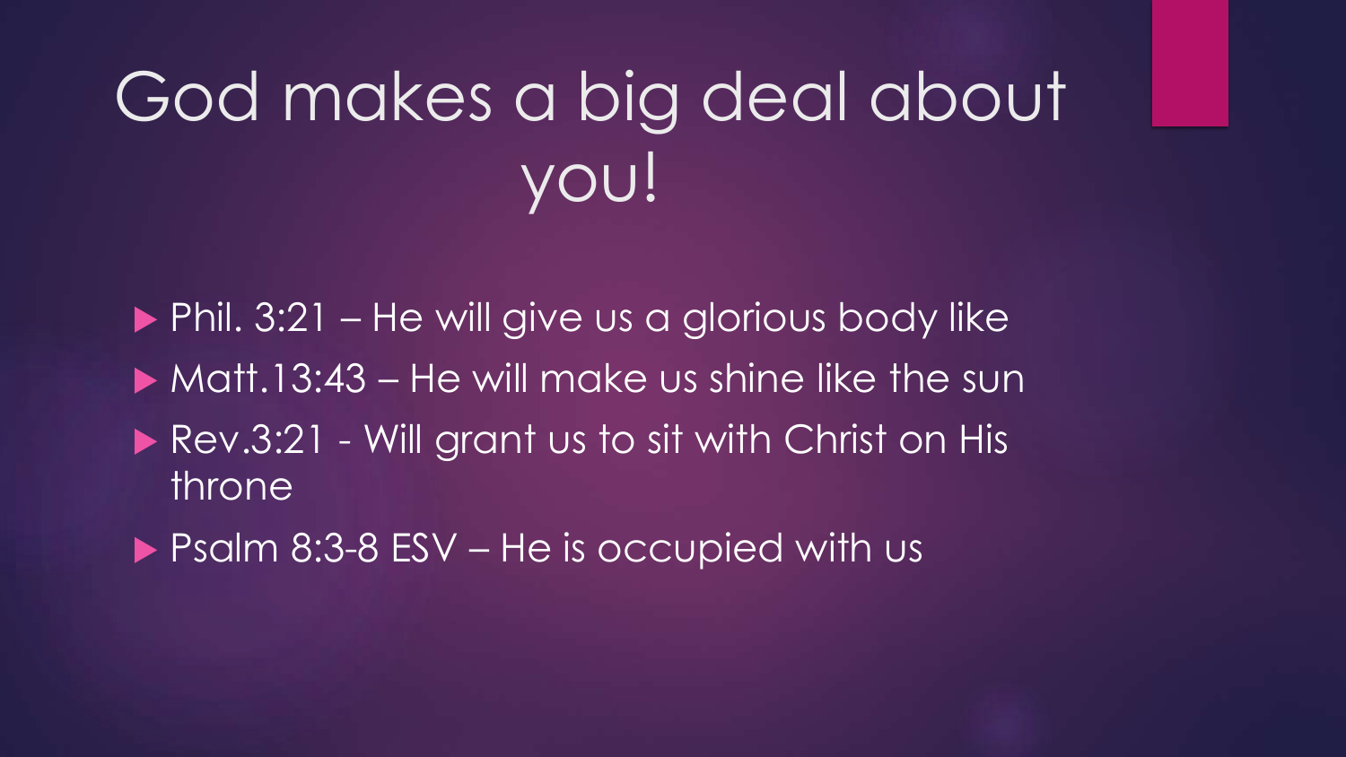# God makes a big deal about you!

- Phil. 3:21 – He will give us a glorious body like
- Matt.13:43 – He will make us shine like the sun
- Rev.3:21 - Will grant us to sit with Christ on His throne
- Psalm 8:3-8 ESV – He is occupied with us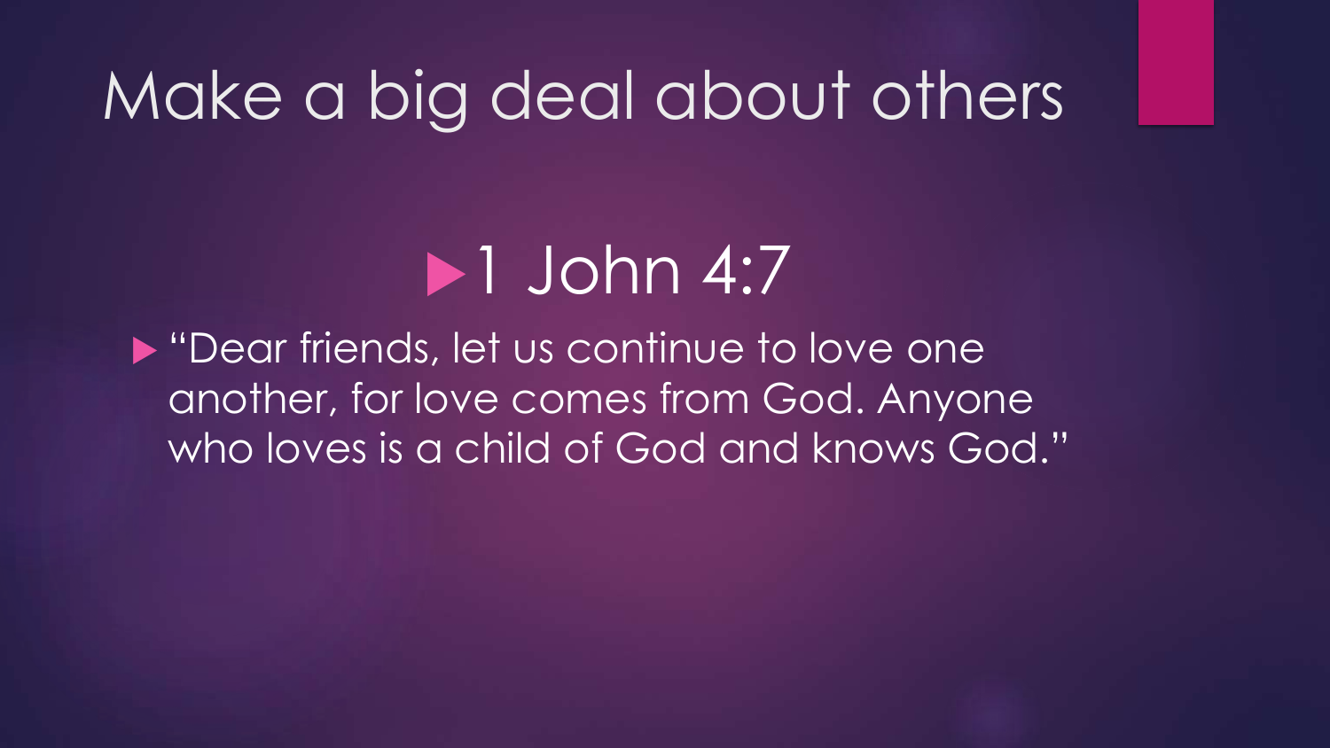# Make a big deal about others

- 1 John 4:7
  - "Dear friends, let us continue to love one another, for love comes from God. Anyone who loves is a child of God and knows God."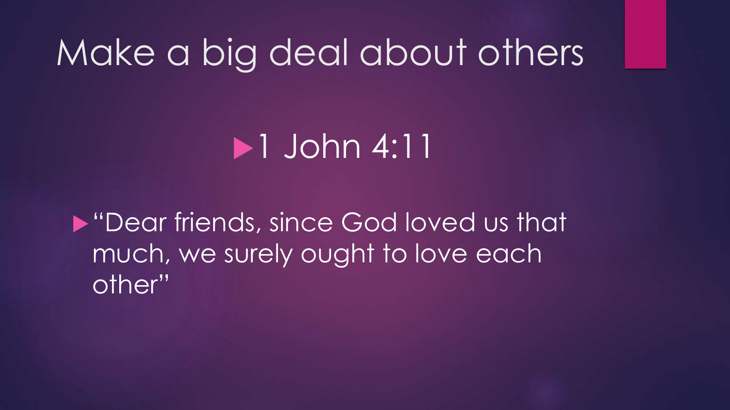# Make a big deal about others

- 1 John 4:11

- "Dear friends, since God loved us that much, we surely ought to love each other"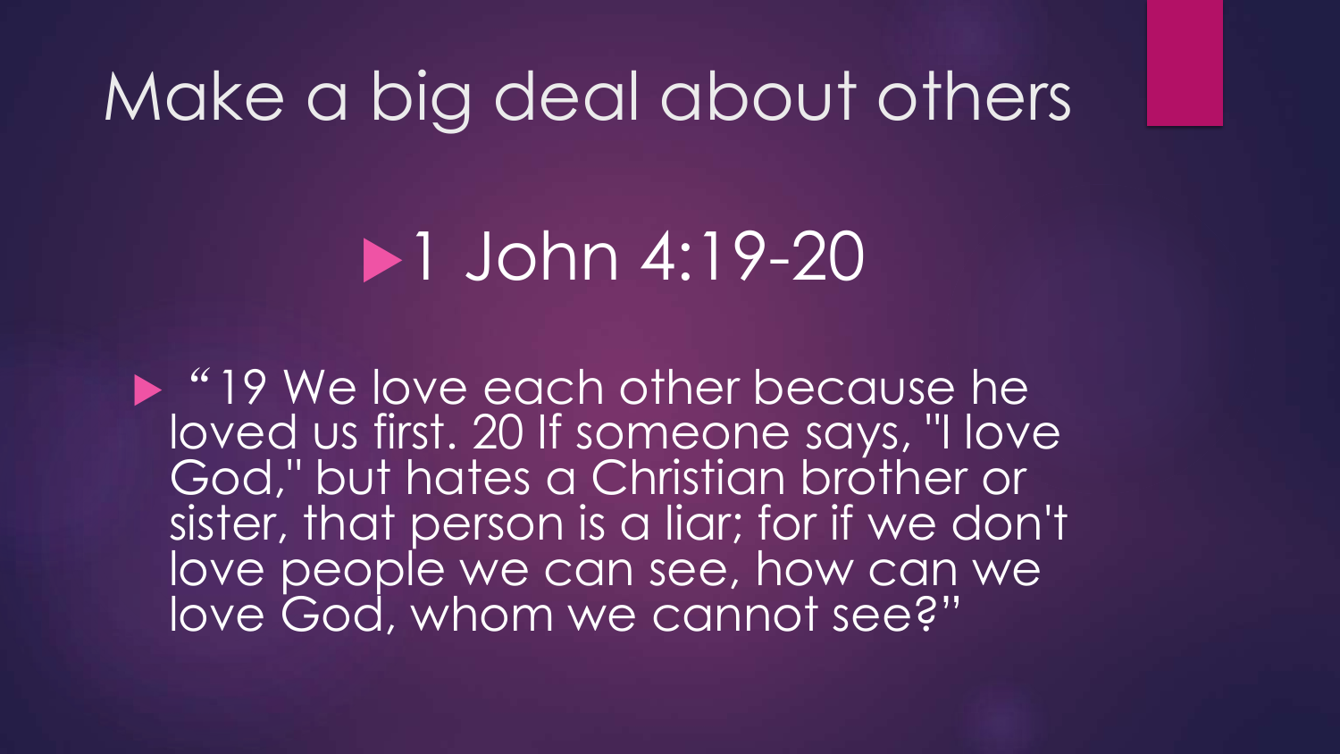# Make a big deal about others

- 1 John 4:19-20

- "19 We love each other because he loved us first. 20 If someone says, "I love God," but hates a Christian brother or sister, that person is a liar; for if we don't love people we can see, how can we love God, whom we cannot see?"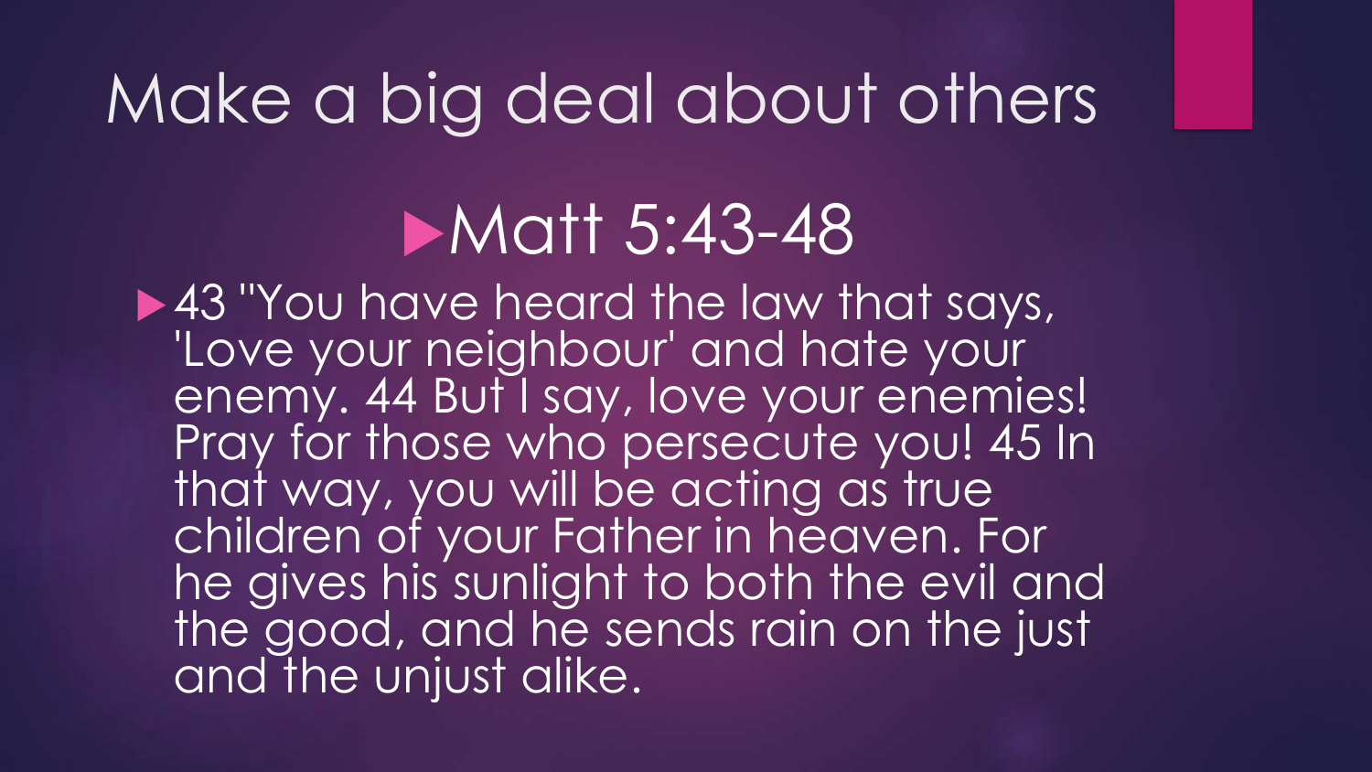# Make a big deal about others

## Matt 5:43-48

- 43 "You have heard the law that says, 'Love your neighbour' and hate your enemy. 44 But I say, love your enemies! Pray for those who persecute you! 45 In that way, you will be acting as true children of your Father in heaven. For he gives his sunlight to both the evil and the good, and he sends rain on the just and the unjust alike.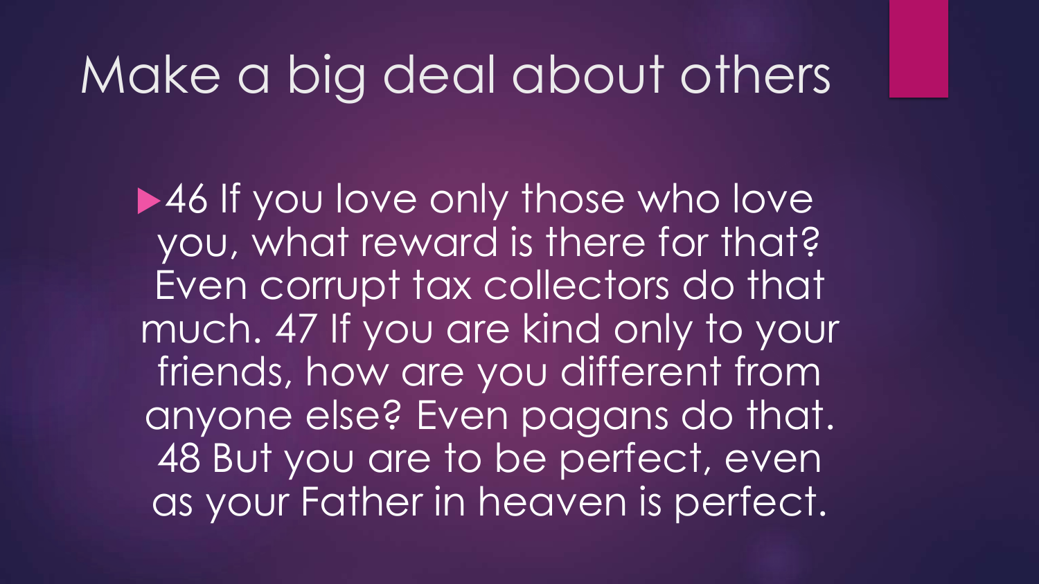# Make a big deal about others

- 46 If you love only those who love you, what reward is there for that? Even corrupt tax collectors do that much. 47 If you are kind only to your friends, how are you different from anyone else? Even pagans do that. 48 But you are to be perfect, even as your Father in heaven is perfect.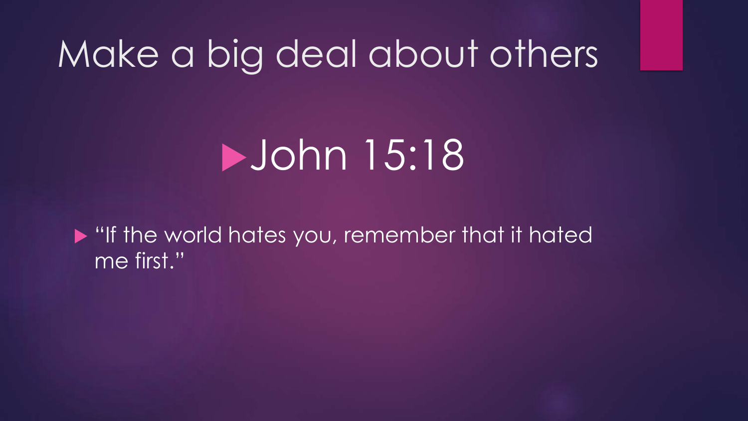# Make a big deal about others

## ▶John 15:18

- "If the world hates you, remember that it hated me first."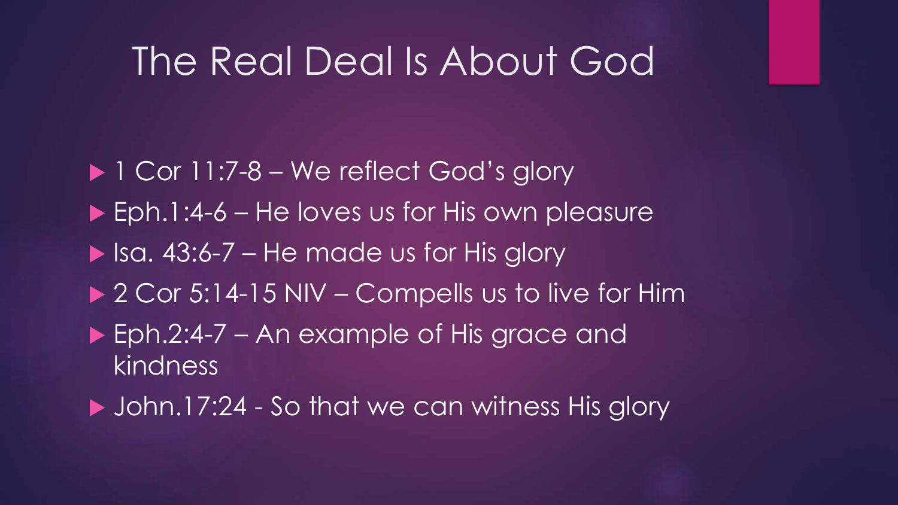# The Real Deal Is About God

- 1 Cor 11:7-8 – We reflect God's glory
- Eph.1:4-6 – He loves us for His own pleasure
- Isa. 43:6-7 – He made us for His glory
- 2 Cor 5:14-15 NIV – Compells us to live for Him
- Eph.2:4-7 – An example of His grace and kindness
- John.17:24 - So that we can witness His glory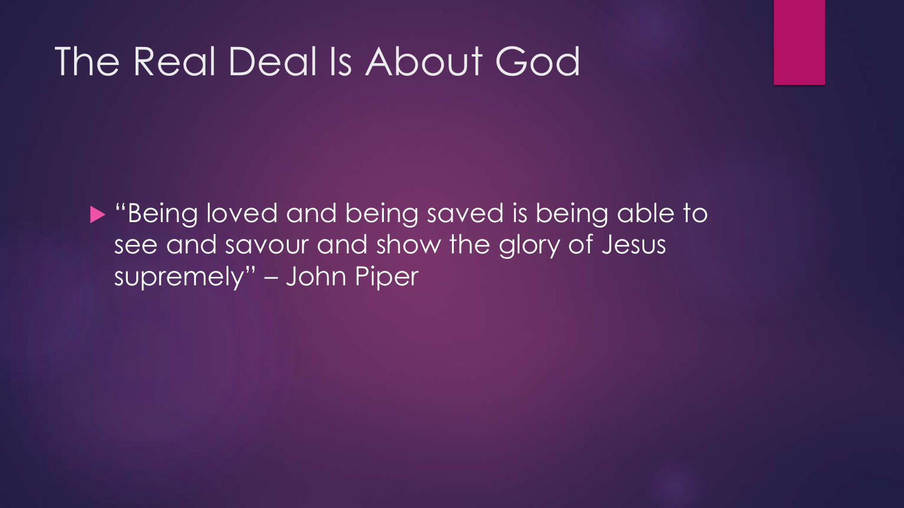# The Real Deal Is About God

- "Being loved and being saved is being able to see and savour and show the glory of Jesus supremely" – John Piper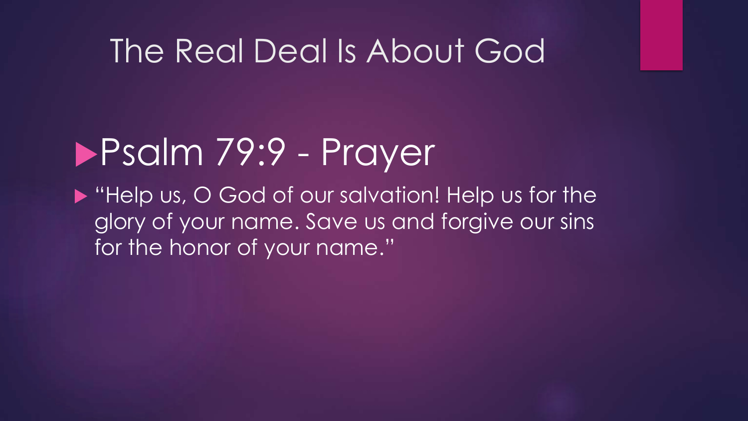# The Real Deal Is About God

- Psalm 79:9 - Prayer
  - “Help us, O God of our salvation! Help us for the glory of your name. Save us and forgive our sins for the honor of your name.”